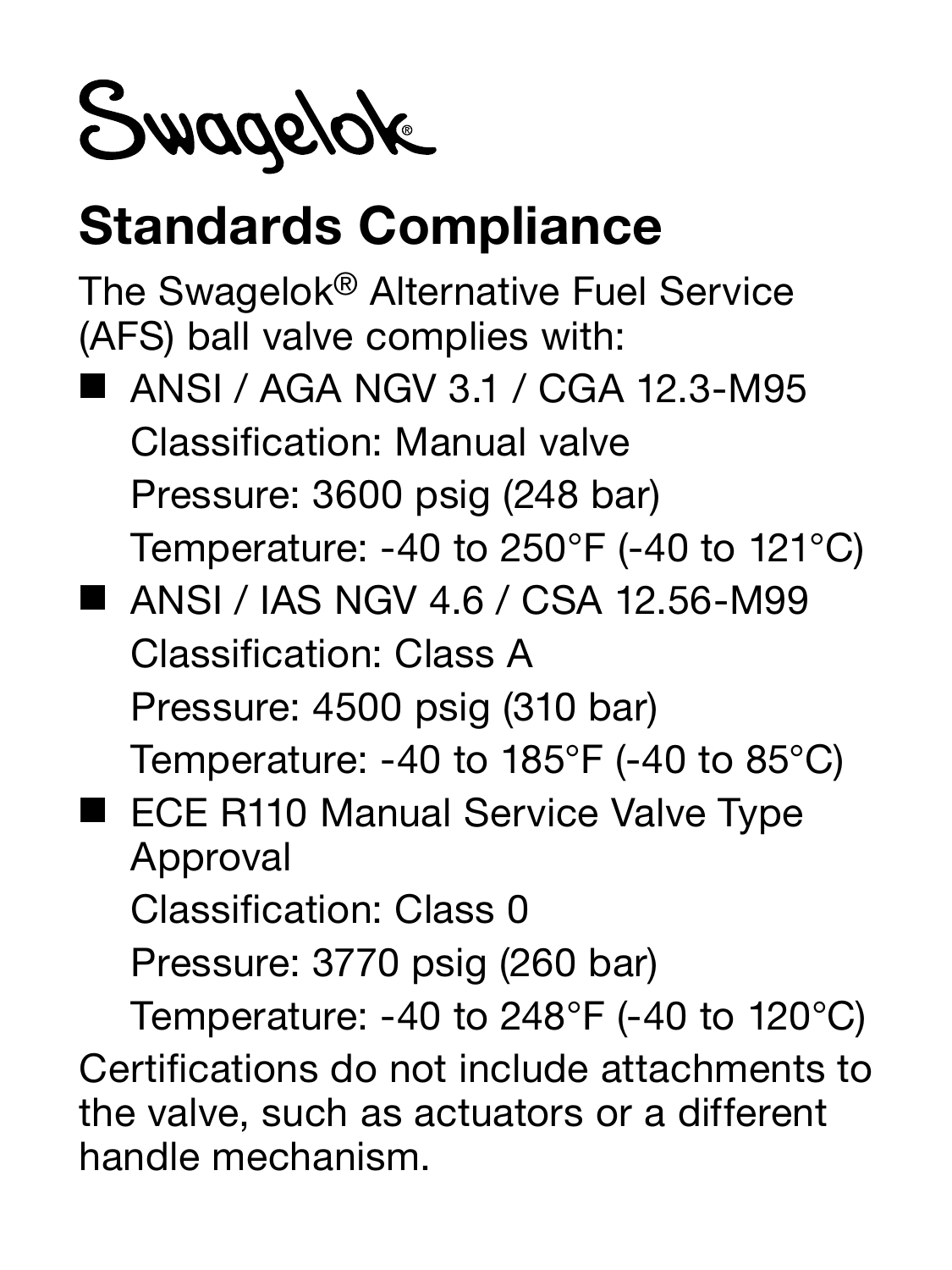Swagelok®

# Standards Compliance

The Swagelok® Alternative Fuel Service (AFS) ball valve complies with:

- ANSI / AGA NGV 3.1 / CGA 12.3-M95
  Classification: Manual valve
  Pressure: 3600 psig (248 bar)
  Temperature: -40 to 250°F (-40 to 121°C)
- ANSI / IAS NGV 4.6 / CSA 12.56-M99
  Classification: Class A
  Pressure: 4500 psig (310 bar)
  Temperature: -40 to 185°F (-40 to 85°C)
- ECE R110 Manual Service Valve Type Approval
  Classification: Class 0
  Pressure: 3770 psig (260 bar)
  Temperature: -40 to 248°F (-40 to 120°C)

Certifications do not include attachments to the valve, such as actuators or a different handle mechanism.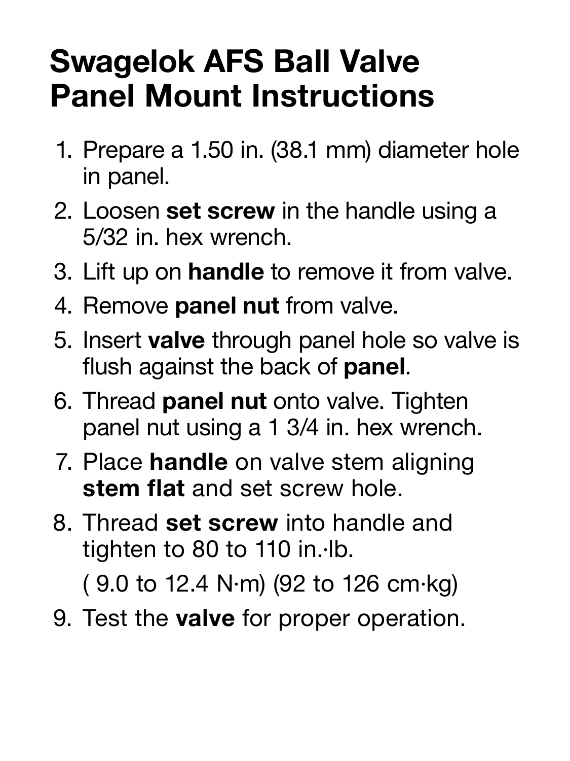# Swagelok AFS Ball Valve Panel Mount Instructions

1. Prepare a 1.50 in. (38.1 mm) diameter hole in panel.
2. Loosen **set screw** in the handle using a 5/32 in. hex wrench.
3. Lift up on **handle** to remove it from valve.
4. Remove **panel nut** from valve.
5. Insert **valve** through panel hole so valve is flush against the back of **panel**.
6. Thread **panel nut** onto valve. Tighten panel nut using a 1 3/4 in. hex wrench.
7. Place **handle** on valve stem aligning **stem flat** and set screw hole.
8. Thread **set screw** into handle and tighten to 80 to 110 in.·lb.

   ( 9.0 to 12.4 N·m) (92 to 126 cm·kg)
9. Test the **valve** for proper operation.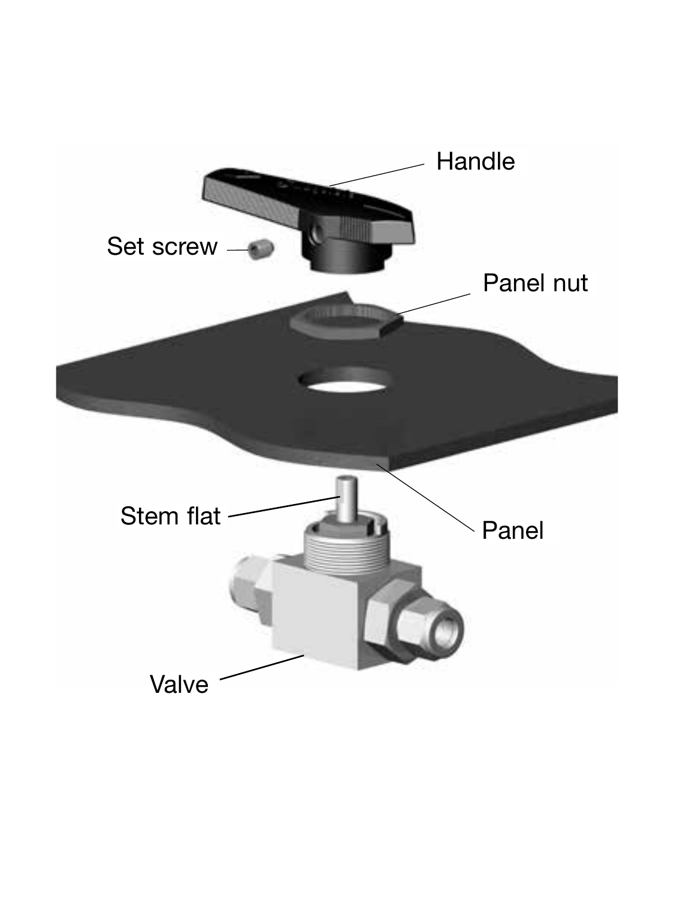Handle

Set screw

Panel nut

Stem flat

Panel

Valve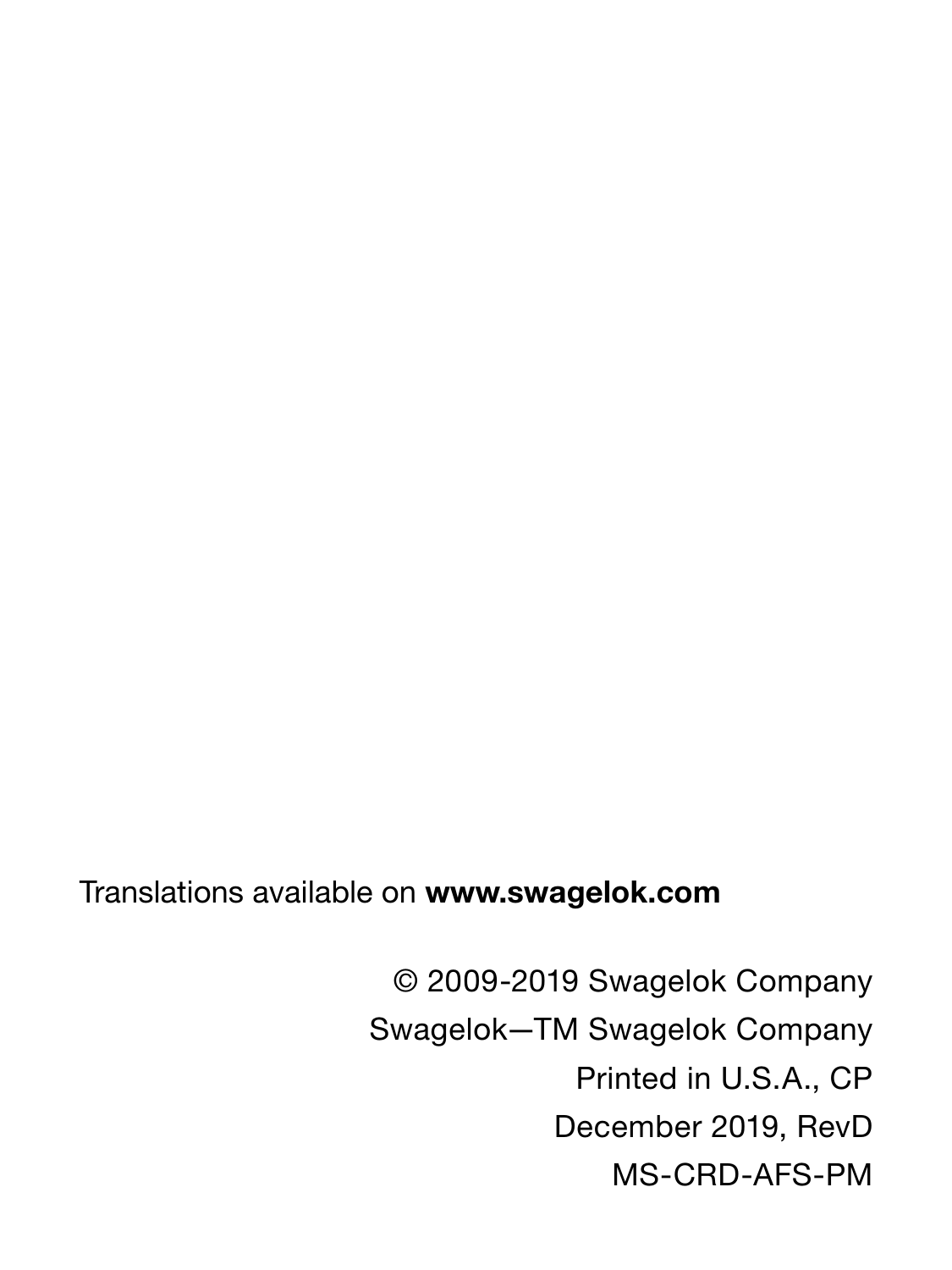Translations available on **www.swagelok.com**

© 2009-2019 Swagelok Company
Swagelok—TM Swagelok Company
Printed in U.S.A., CP
December 2019, RevD
MS-CRD-AFS-PM